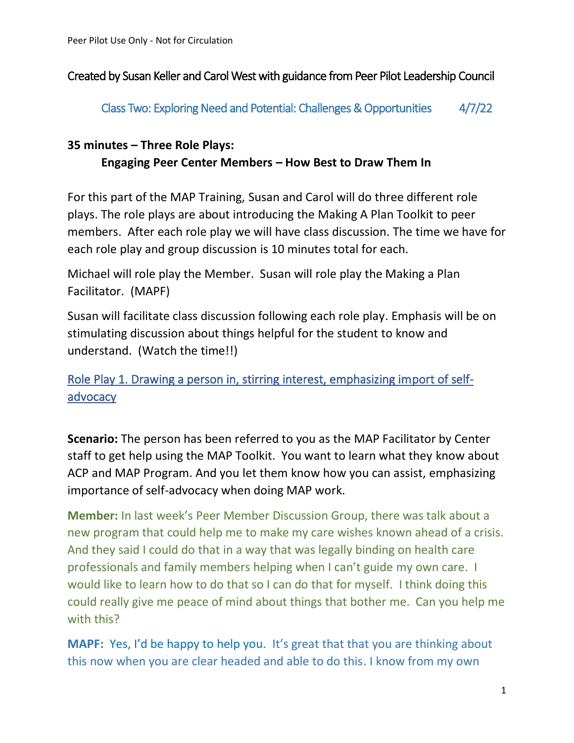Created by Susan Keller and Carol West with guidance from Peer Pilot Leadership Council

## Class Two: Exploring Need and Potential: Challenges & Opportunities 4/7/22

**35 minutes – Three Role Plays:**

**Engaging Peer Center Members – How Best to Draw Them In**

For this part of the MAP Training, Susan and Carol will do three different role plays. The role plays are about introducing the Making A Plan Toolkit to peer members. After each role play we will have class discussion. The time we have for each role play and group discussion is 10 minutes total for each.

Michael will role play the Member. Susan will role play the Making a Plan Facilitator. (MAPF)

Susan will facilitate class discussion following each role play. Emphasis will be on stimulating discussion about things helpful for the student to know and understand. (Watch the time!!)

### Role Play 1. Drawing a person in, stirring interest, emphasizing import of self-advocacy

**Scenario:** The person has been referred to you as the MAP Facilitator by Center staff to get help using the MAP Toolkit. You want to learn what they know about ACP and MAP Program. And you let them know how you can assist, emphasizing importance of self-advocacy when doing MAP work.

**Member:** In last week's Peer Member Discussion Group, there was talk about a new program that could help me to make my care wishes known ahead of a crisis. And they said I could do that in a way that was legally binding on health care professionals and family members helping when I can't guide my own care. I would like to learn how to do that so I can do that for myself. I think doing this could really give me peace of mind about things that bother me. Can you help me with this?

**MAPF:** Yes, I'd be happy to help you. It's great that that you are thinking about this now when you are clear headed and able to do this. I know from my own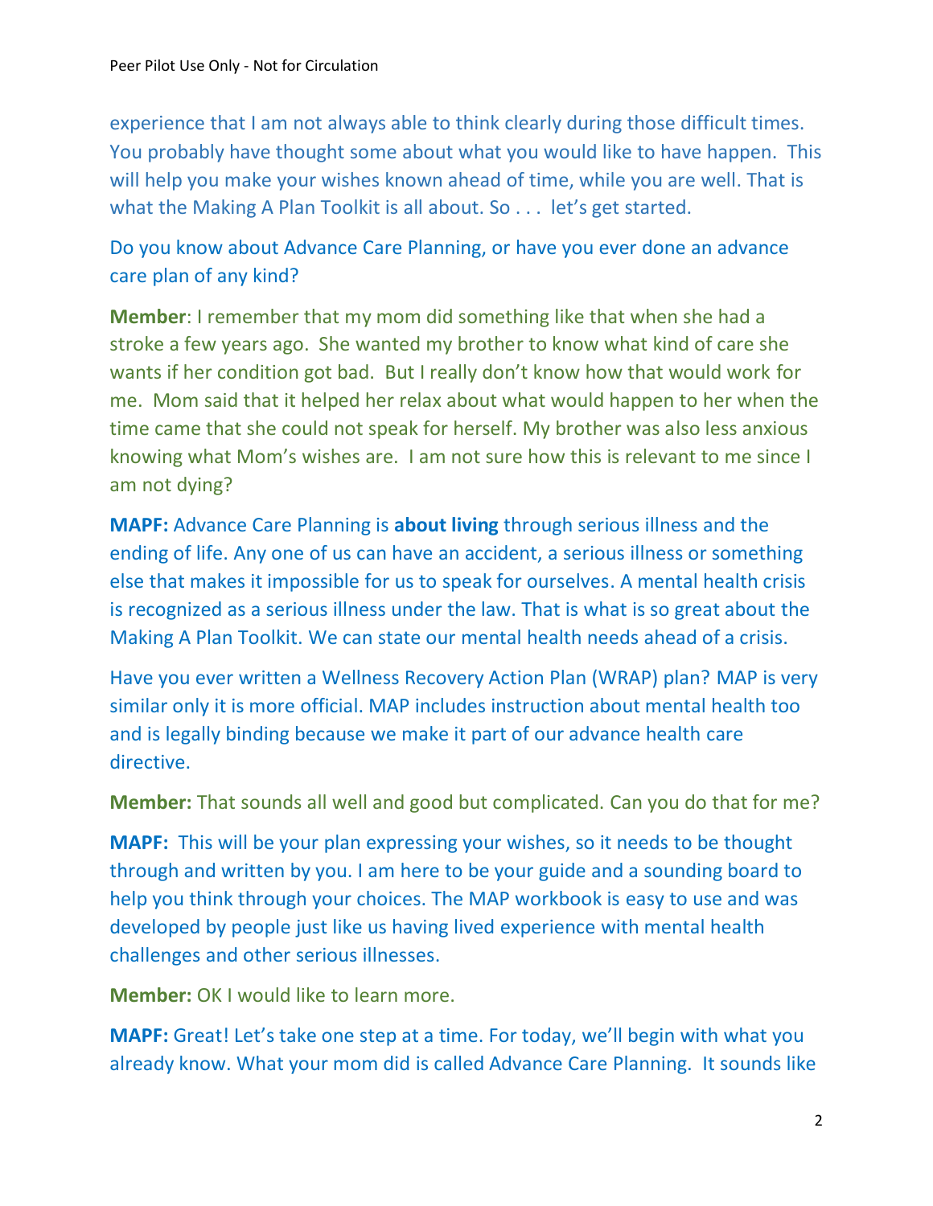experience that I am not always able to think clearly during those difficult times. You probably have thought some about what you would like to have happen. This will help you make your wishes known ahead of time, while you are well. That is what the Making A Plan Toolkit is all about. So . . . let's get started.

Do you know about Advance Care Planning, or have you ever done an advance care plan of any kind?

**Member**: I remember that my mom did something like that when she had a stroke a few years ago. She wanted my brother to know what kind of care she wants if her condition got bad. But I really don't know how that would work for me. Mom said that it helped her relax about what would happen to her when the time came that she could not speak for herself. My brother was also less anxious knowing what Mom's wishes are. I am not sure how this is relevant to me since I am not dying?

**MAPF:** Advance Care Planning is **about living** through serious illness and the ending of life. Any one of us can have an accident, a serious illness or something else that makes it impossible for us to speak for ourselves. A mental health crisis is recognized as a serious illness under the law. That is what is so great about the Making A Plan Toolkit. We can state our mental health needs ahead of a crisis.

Have you ever written a Wellness Recovery Action Plan (WRAP) plan? MAP is very similar only it is more official. MAP includes instruction about mental health too and is legally binding because we make it part of our advance health care directive.

**Member:** That sounds all well and good but complicated. Can you do that for me?

**MAPF:** This will be your plan expressing your wishes, so it needs to be thought through and written by you. I am here to be your guide and a sounding board to help you think through your choices. The MAP workbook is easy to use and was developed by people just like us having lived experience with mental health challenges and other serious illnesses.

**Member:** OK I would like to learn more.

**MAPF:** Great! Let's take one step at a time. For today, we'll begin with what you already know. What your mom did is called Advance Care Planning. It sounds like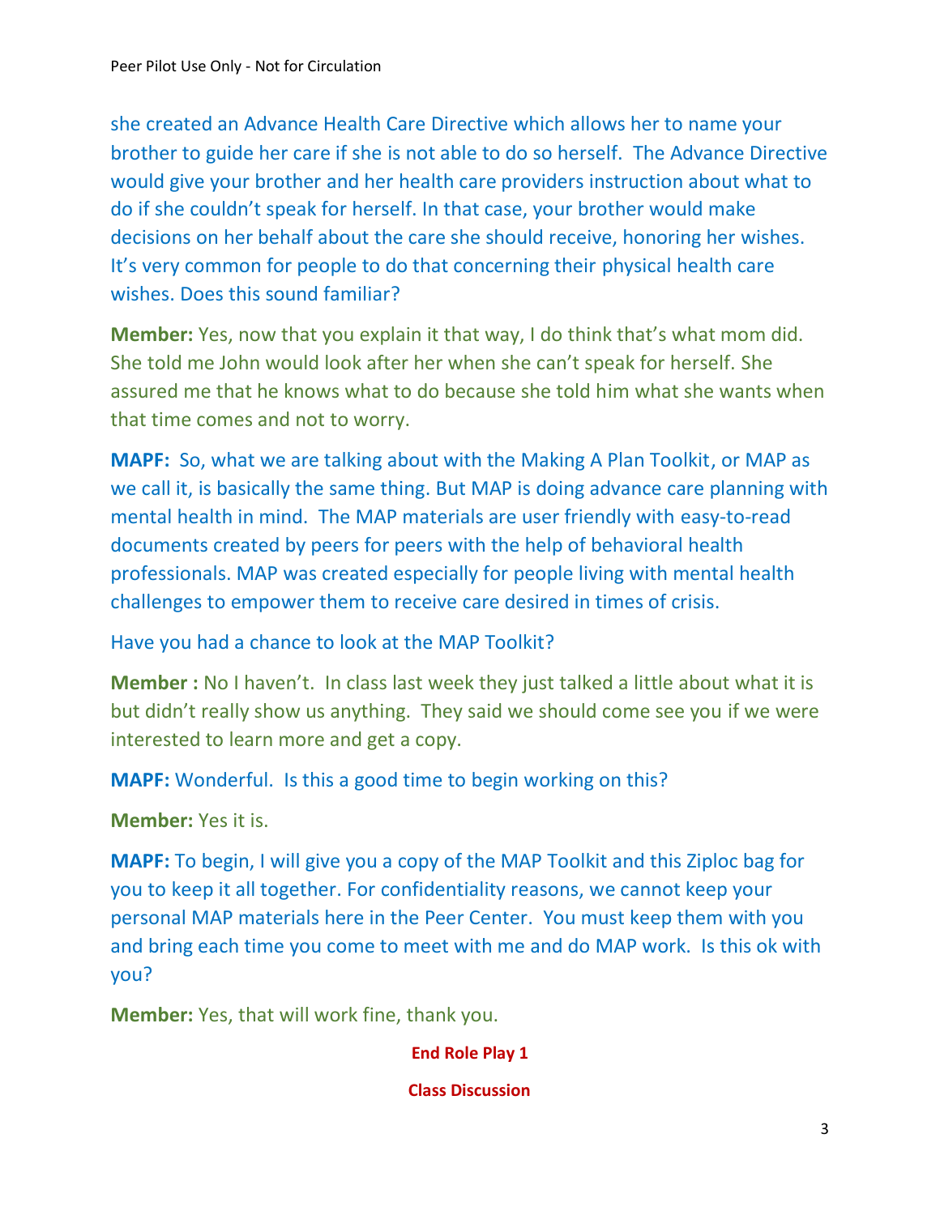she created an Advance Health Care Directive which allows her to name your brother to guide her care if she is not able to do so herself. The Advance Directive would give your brother and her health care providers instruction about what to do if she couldn't speak for herself. In that case, your brother would make decisions on her behalf about the care she should receive, honoring her wishes. It's very common for people to do that concerning their physical health care wishes. Does this sound familiar?

**Member:** Yes, now that you explain it that way, I do think that's what mom did. She told me John would look after her when she can't speak for herself. She assured me that he knows what to do because she told him what she wants when that time comes and not to worry.

**MAPF:** So, what we are talking about with the Making A Plan Toolkit, or MAP as we call it, is basically the same thing. But MAP is doing advance care planning with mental health in mind. The MAP materials are user friendly with easy-to-read documents created by peers for peers with the help of behavioral health professionals. MAP was created especially for people living with mental health challenges to empower them to receive care desired in times of crisis.

Have you had a chance to look at the MAP Toolkit?

**Member :** No I haven't. In class last week they just talked a little about what it is but didn't really show us anything. They said we should come see you if we were interested to learn more and get a copy.

**MAPF:** Wonderful. Is this a good time to begin working on this?

**Member:** Yes it is.

**MAPF:** To begin, I will give you a copy of the MAP Toolkit and this Ziploc bag for you to keep it all together. For confidentiality reasons, we cannot keep your personal MAP materials here in the Peer Center. You must keep them with you and bring each time you come to meet with me and do MAP work. Is this ok with you?

**Member:** Yes, that will work fine, thank you.

**End Role Play 1**

**Class Discussion**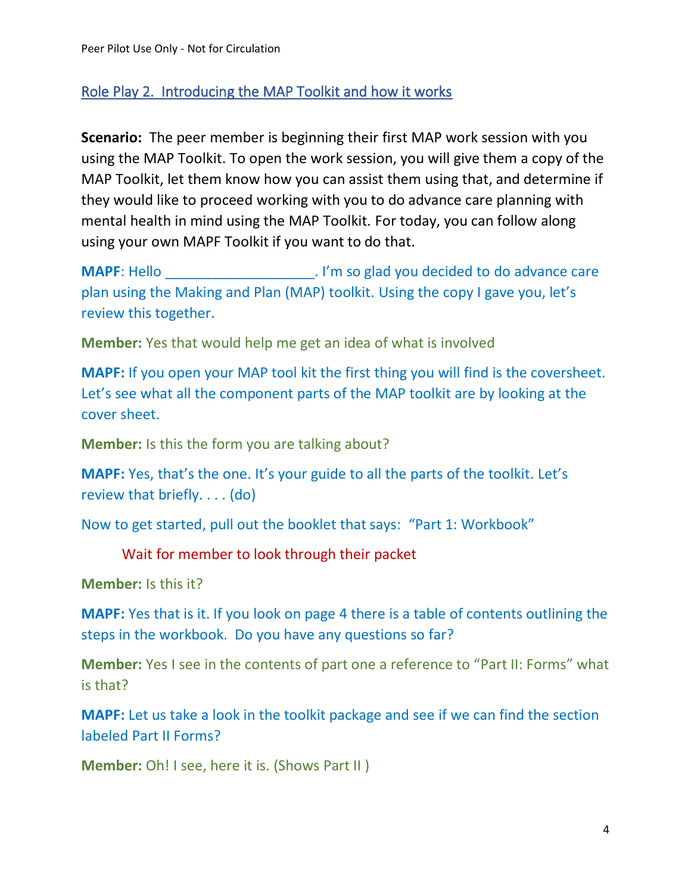## Role Play 2. Introducing the MAP Toolkit and how it works

**Scenario:** The peer member is beginning their first MAP work session with you using the MAP Toolkit. To open the work session, you will give them a copy of the MAP Toolkit, let them know how you can assist them using that, and determine if they would like to proceed working with you to do advance care planning with mental health in mind using the MAP Toolkit. For today, you can follow along using your own MAPF Toolkit if you want to do that.

**MAPF**: Hello ___________________. I'm so glad you decided to do advance care plan using the Making and Plan (MAP) toolkit. Using the copy I gave you, let's review this together.

**Member:** Yes that would help me get an idea of what is involved

**MAPF:** If you open your MAP tool kit the first thing you will find is the coversheet. Let's see what all the component parts of the MAP toolkit are by looking at the cover sheet.

**Member:** Is this the form you are talking about?

**MAPF:** Yes, that's the one. It's your guide to all the parts of the toolkit. Let's review that briefly. . . . (do)

Now to get started, pull out the booklet that says: "Part 1: Workbook"

Wait for member to look through their packet

**Member:** Is this it?

**MAPF:** Yes that is it. If you look on page 4 there is a table of contents outlining the steps in the workbook. Do you have any questions so far?

**Member:** Yes I see in the contents of part one a reference to "Part II: Forms" what is that?

**MAPF:** Let us take a look in the toolkit package and see if we can find the section labeled Part II Forms?

**Member:** Oh! I see, here it is. (Shows Part II )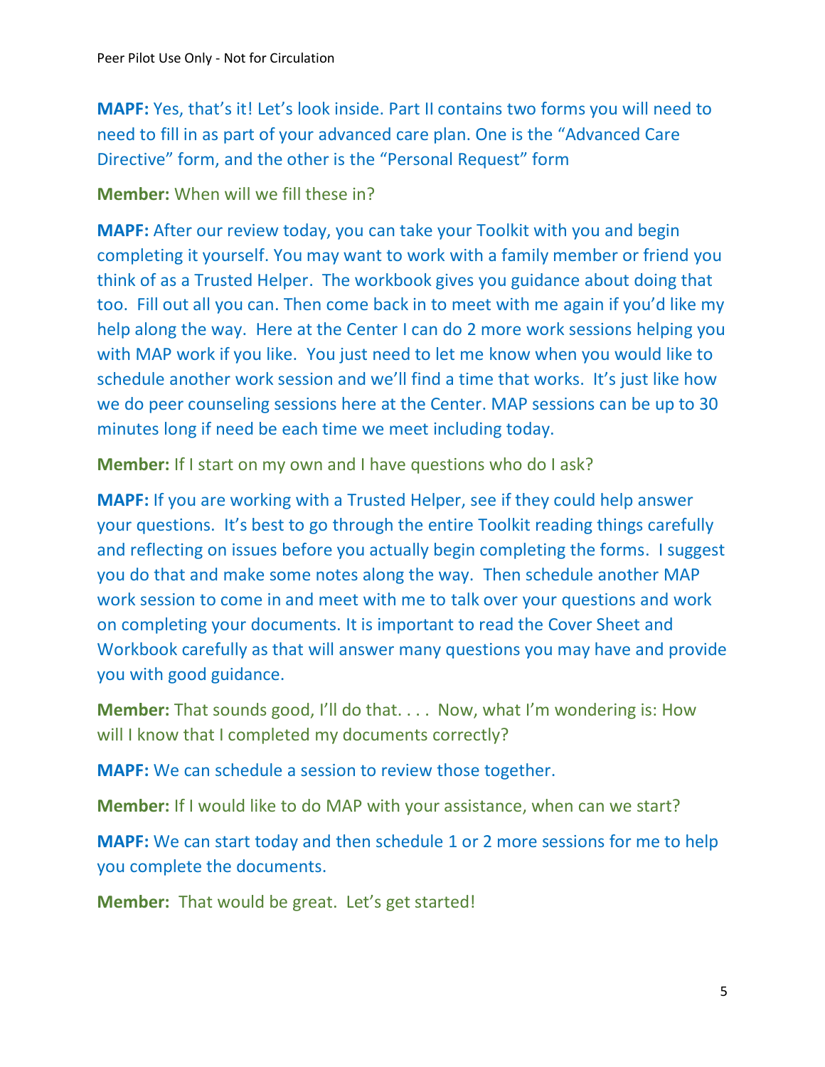**MAPF:** Yes, that's it! Let's look inside. Part II contains two forms you will need to need to fill in as part of your advanced care plan. One is the "Advanced Care Directive" form, and the other is the "Personal Request" form

**Member:** When will we fill these in?

**MAPF:** After our review today, you can take your Toolkit with you and begin completing it yourself. You may want to work with a family member or friend you think of as a Trusted Helper. The workbook gives you guidance about doing that too. Fill out all you can. Then come back in to meet with me again if you'd like my help along the way. Here at the Center I can do 2 more work sessions helping you with MAP work if you like. You just need to let me know when you would like to schedule another work session and we'll find a time that works. It's just like how we do peer counseling sessions here at the Center. MAP sessions can be up to 30 minutes long if need be each time we meet including today.

**Member:** If I start on my own and I have questions who do I ask?

**MAPF:** If you are working with a Trusted Helper, see if they could help answer your questions. It's best to go through the entire Toolkit reading things carefully and reflecting on issues before you actually begin completing the forms. I suggest you do that and make some notes along the way. Then schedule another MAP work session to come in and meet with me to talk over your questions and work on completing your documents. It is important to read the Cover Sheet and Workbook carefully as that will answer many questions you may have and provide you with good guidance.

**Member:** That sounds good, I'll do that. . . . Now, what I'm wondering is: How will I know that I completed my documents correctly?

**MAPF:** We can schedule a session to review those together.

**Member:** If I would like to do MAP with your assistance, when can we start?

**MAPF:** We can start today and then schedule 1 or 2 more sessions for me to help you complete the documents.

**Member:** That would be great. Let's get started!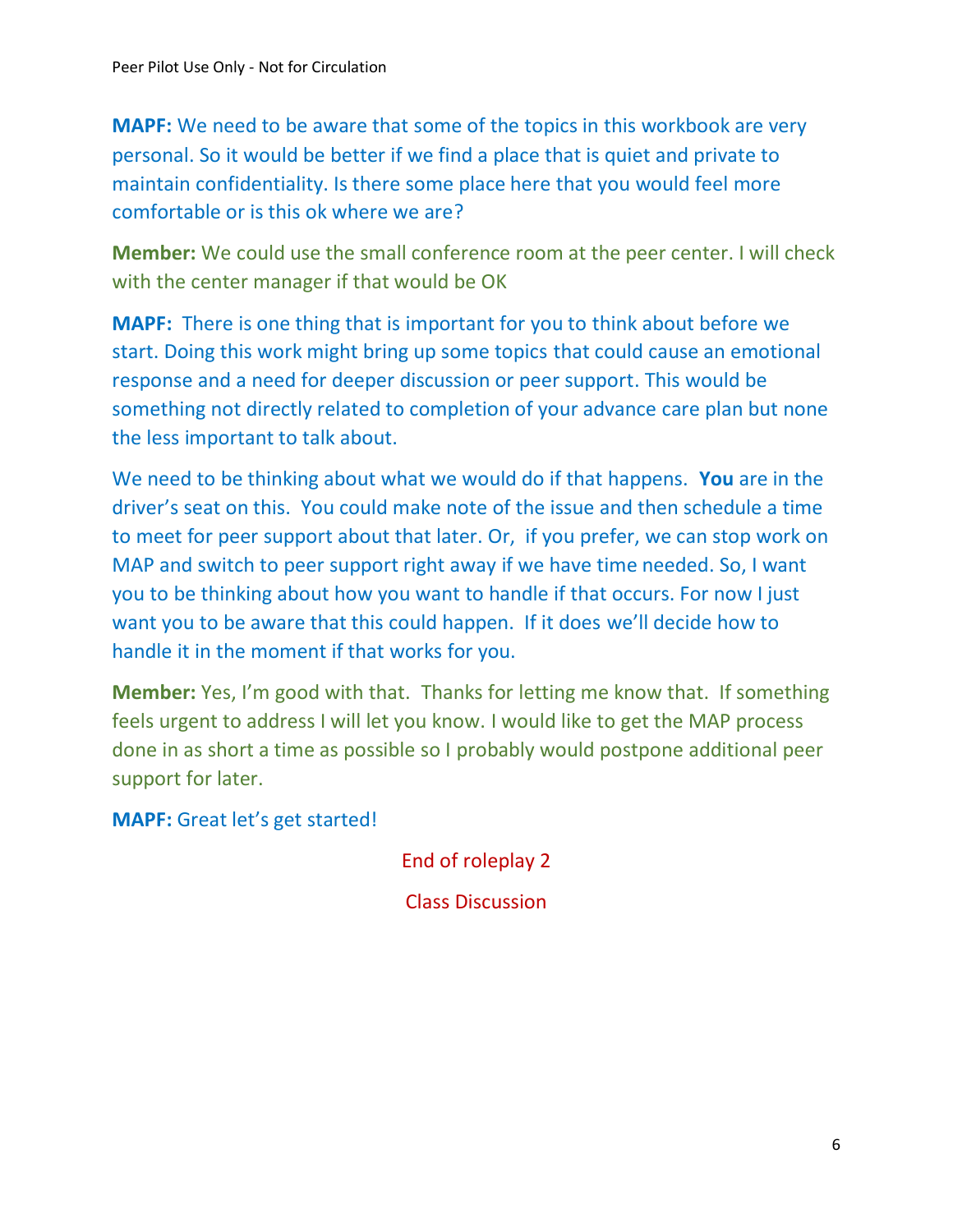**MAPF:** We need to be aware that some of the topics in this workbook are very personal. So it would be better if we find a place that is quiet and private to maintain confidentiality. Is there some place here that you would feel more comfortable or is this ok where we are?

**Member:** We could use the small conference room at the peer center. I will check with the center manager if that would be OK

**MAPF:** There is one thing that is important for you to think about before we start. Doing this work might bring up some topics that could cause an emotional response and a need for deeper discussion or peer support. This would be something not directly related to completion of your advance care plan but none the less important to talk about.

We need to be thinking about what we would do if that happens. **You** are in the driver's seat on this. You could make note of the issue and then schedule a time to meet for peer support about that later. Or, if you prefer, we can stop work on MAP and switch to peer support right away if we have time needed. So, I want you to be thinking about how you want to handle if that occurs. For now I just want you to be aware that this could happen. If it does we'll decide how to handle it in the moment if that works for you.

**Member:** Yes, I'm good with that. Thanks for letting me know that. If something feels urgent to address I will let you know. I would like to get the MAP process done in as short a time as possible so I probably would postpone additional peer support for later.

**MAPF:** Great let's get started!

End of roleplay 2

Class Discussion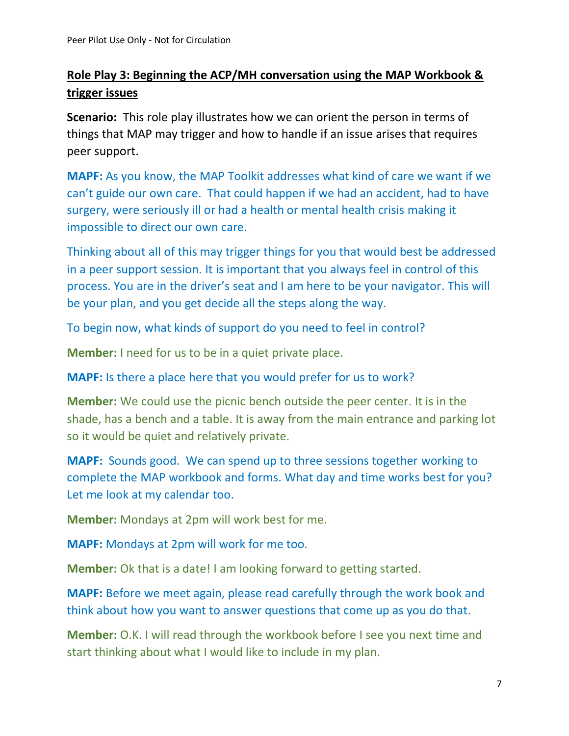## **Role Play 3: Beginning the ACP/MH conversation using the MAP Workbook & trigger issues**

**Scenario:** This role play illustrates how we can orient the person in terms of things that MAP may trigger and how to handle if an issue arises that requires peer support.

**MAPF:** As you know, the MAP Toolkit addresses what kind of care we want if we can't guide our own care. That could happen if we had an accident, had to have surgery, were seriously ill or had a health or mental health crisis making it impossible to direct our own care.

Thinking about all of this may trigger things for you that would best be addressed in a peer support session. It is important that you always feel in control of this process. You are in the driver's seat and I am here to be your navigator. This will be your plan, and you get decide all the steps along the way.

To begin now, what kinds of support do you need to feel in control?

**Member:** I need for us to be in a quiet private place.

**MAPF:** Is there a place here that you would prefer for us to work?

**Member:** We could use the picnic bench outside the peer center. It is in the shade, has a bench and a table. It is away from the main entrance and parking lot so it would be quiet and relatively private.

**MAPF:** Sounds good. We can spend up to three sessions together working to complete the MAP workbook and forms. What day and time works best for you? Let me look at my calendar too.

**Member:** Mondays at 2pm will work best for me.

**MAPF:** Mondays at 2pm will work for me too.

**Member:** Ok that is a date! I am looking forward to getting started.

**MAPF:** Before we meet again, please read carefully through the work book and think about how you want to answer questions that come up as you do that.

**Member:** O.K. I will read through the workbook before I see you next time and start thinking about what I would like to include in my plan.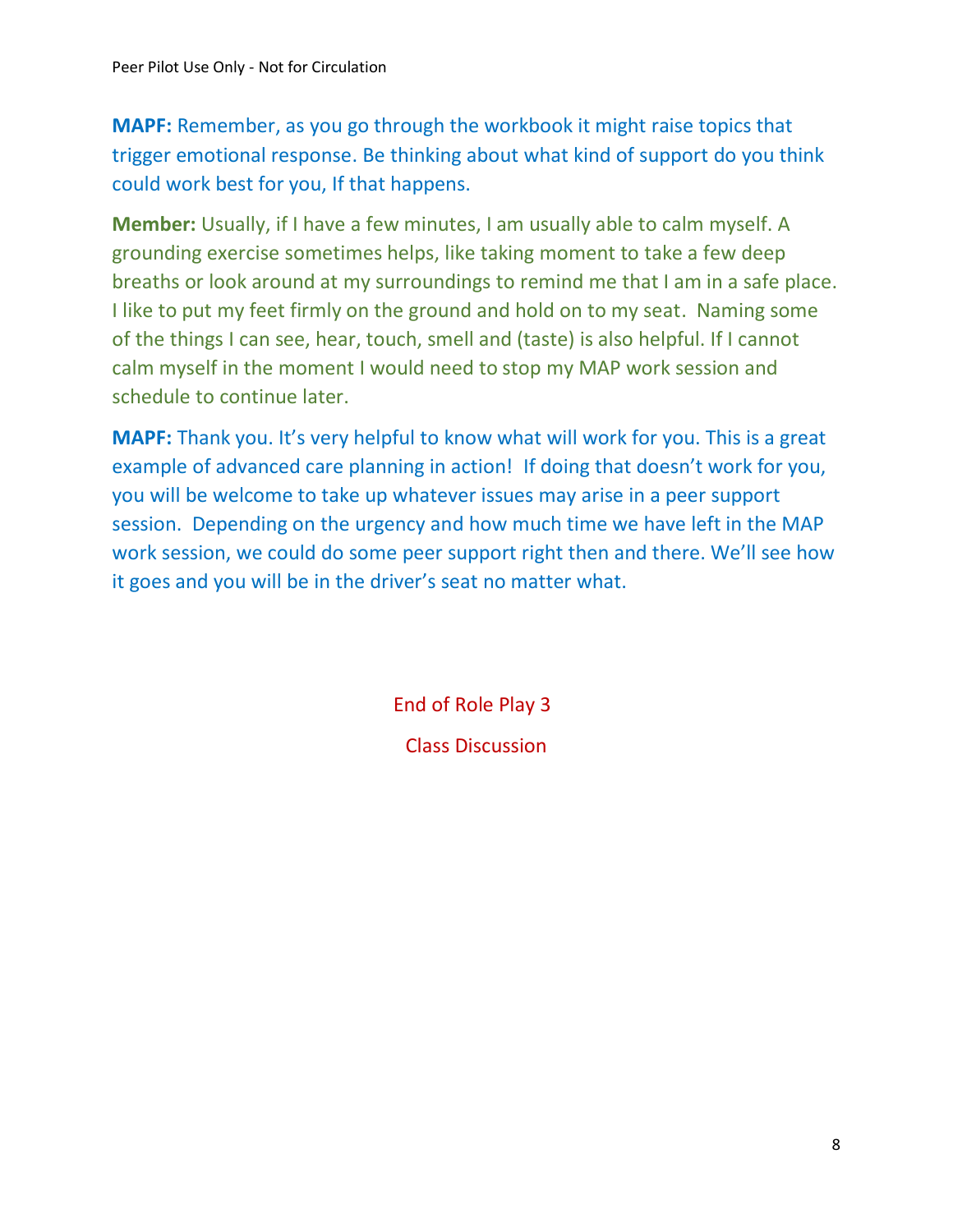**MAPF:** Remember, as you go through the workbook it might raise topics that trigger emotional response. Be thinking about what kind of support do you think could work best for you, If that happens.

**Member:** Usually, if I have a few minutes, I am usually able to calm myself. A grounding exercise sometimes helps, like taking moment to take a few deep breaths or look around at my surroundings to remind me that I am in a safe place. I like to put my feet firmly on the ground and hold on to my seat. Naming some of the things I can see, hear, touch, smell and (taste) is also helpful. If I cannot calm myself in the moment I would need to stop my MAP work session and schedule to continue later.

**MAPF:** Thank you. It's very helpful to know what will work for you. This is a great example of advanced care planning in action! If doing that doesn't work for you, you will be welcome to take up whatever issues may arise in a peer support session. Depending on the urgency and how much time we have left in the MAP work session, we could do some peer support right then and there. We'll see how it goes and you will be in the driver's seat no matter what.

End of Role Play 3

Class Discussion